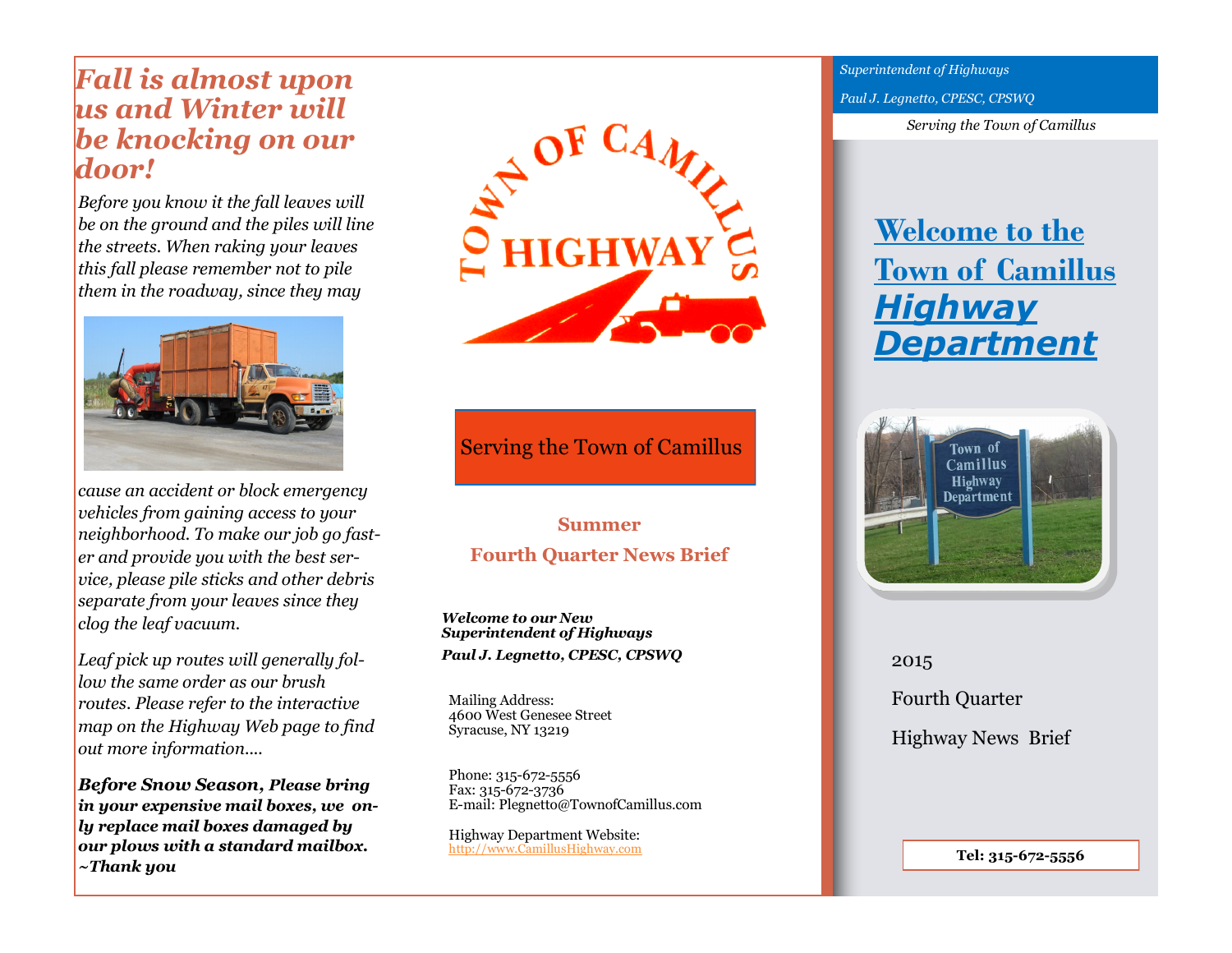# Fall is almost upon us and Winter will be knocking on our door!

*Before you know it the fall leaves will be on the ground and the piles will line the streets. When raking your leaves this fall please remember not to pile them in the roadway, since they may cause an accident or block emergency vehicles from gaining access to your neighborhood. To make our job go faster and provide you with the best service, please pile sticks and other debris separate from your leaves since they clog the leaf vacuum.*

*Leaf pick up routes will generally follow the same order as our brush routes. Please refer to the interactive map on the Highway Web page to find out more information….*

***Before Snow Season, Please bring in your expensive mail boxes, we only replace mail boxes damaged by our plows with a standard mailbox. ~Thank you***

TOWN OF CAMILLUS HIGHWAY

Serving the Town of Camillus

**Summer**

**Fourth Quarter News Brief**

***Welcome to our New Superintendent of Highways***

***Paul J. Legnetto, CPESC, CPSWQ***

Mailing Address:
4600 West Genesee Street
Syracuse, NY 13219

Phone: 315-672-5556
Fax: 315-672-3736
E-mail: Plegnetto@TownofCamillus.com

Highway Department Website:
http://www.CamillusHighway.com

*Superintendent of Highways*

*Paul J. Legnetto, CPESC, CPSWQ*

*Serving the Town of Camillus*

# Welcome to the Town of Camillus *Highway Department*

2015

Fourth Quarter

Highway News Brief

**Tel: 315-672-5556**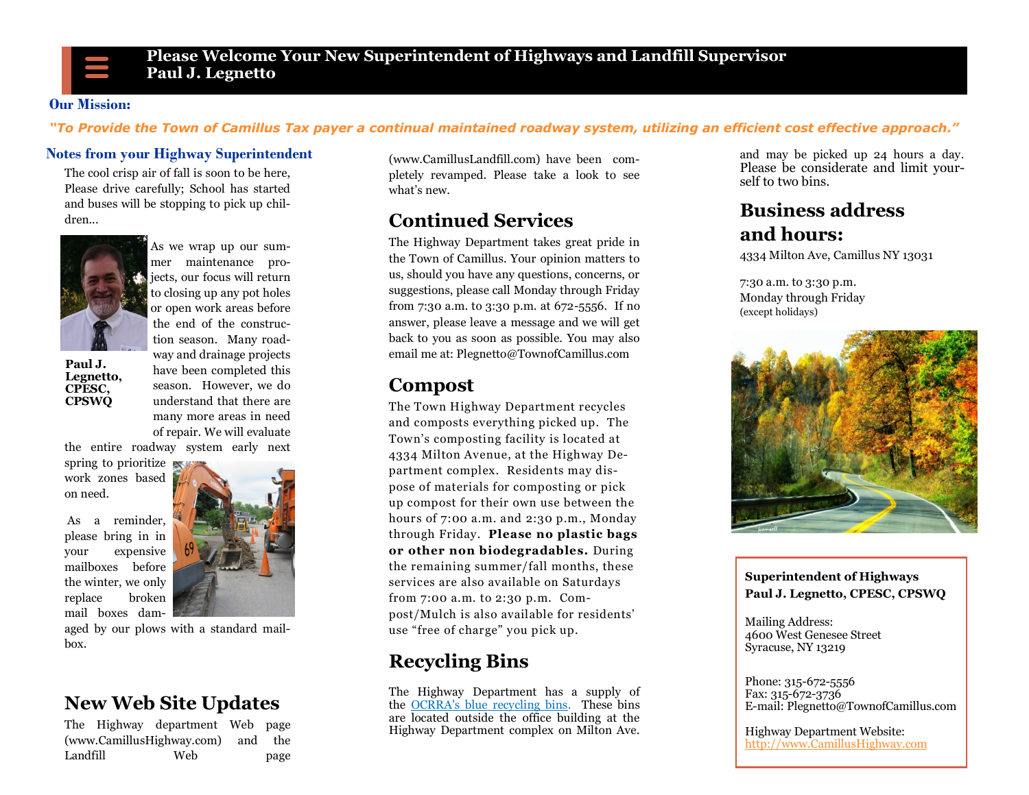## Please Welcome Your New Superintendent of Highways and Landfill Supervisor Paul J. Legnetto

**Our Mission:**

*"To Provide the Town of Camillus Tax payer a continual maintained roadway system, utilizing an efficient cost effective approach."*

### Notes from your Highway Superintendent

The cool crisp air of fall is soon to be here, Please drive carefully; School has started and buses will be stopping to pick up children...

**Paul J. Legnetto, CPESC, CPSWQ**

As we wrap up our summer maintenance projects, our focus will return to closing up any pot holes or open work areas before the end of the construction season. Many roadway and drainage projects have been completed this season. However, we do understand that there are many more areas in need of repair. We will evaluate the entire roadway system early next spring to prioritize work zones based on need.

As a reminder, please bring in in your expensive mailboxes before the winter, we only replace broken mail boxes damaged by our plows with a standard mailbox.

## New Web Site Updates

The Highway department Web page (www.CamillusHighway.com) and the Landfill Web page (www.CamillusLandfill.com) have been completely revamped. Please take a look to see what's new.

## Continued Services

The Highway Department takes great pride in the Town of Camillus. Your opinion matters to us, should you have any questions, concerns, or suggestions, please call Monday through Friday from 7:30 a.m. to 3:30 p.m. at 672-5556. If no answer, please leave a message and we will get back to you as soon as possible. You may also email me at: Plegnetto@TownofCamillus.com

## Compost

The Town Highway Department recycles and composts everything picked up. The Town's composting facility is located at 4334 Milton Avenue, at the Highway Department complex. Residents may dispose of materials for composting or pick up compost for their own use between the hours of 7:00 a.m. and 2:30 p.m., Monday through Friday. **Please no plastic bags or other non biodegradables.** During the remaining summer/fall months, these services are also available on Saturdays from 7:00 a.m. to 2:30 p.m. Compost/Mulch is also available for residents' use "free of charge" you pick up.

## Recycling Bins

The Highway Department has a supply of the OCRRA's blue recycling bins. These bins are located outside the office building at the Highway Department complex on Milton Ave. and may be picked up 24 hours a day. Please be considerate and limit yourself to two bins.

## Business address and hours:

4334 Milton Ave, Camillus NY 13031

7:30 a.m. to 3:30 p.m.
Monday through Friday
(except holidays)

**Superintendent of Highways**
**Paul J. Legnetto, CPESC, CPSWQ**

Mailing Address:
4600 West Genesee Street
Syracuse, NY 13219

Phone: 315-672-5556
Fax: 315-672-3736
E-mail: Plegnetto@TownofCamillus.com

Highway Department Website:
http://www.CamillusHighway.com